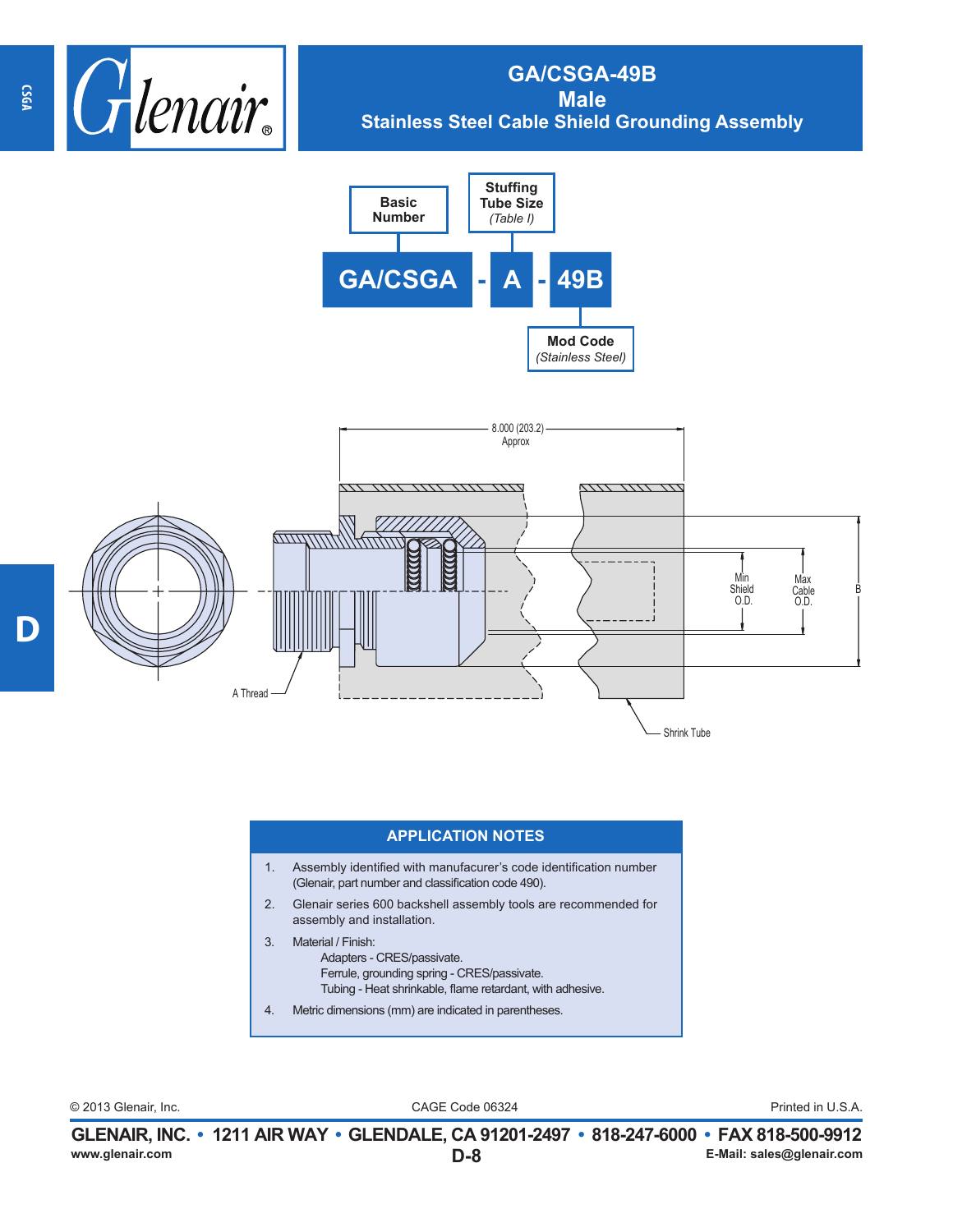# GA/CSGA-49B
## Male
## Stainless Steel Cable Shield Grounding Assembly

**GA/CSGA - A - 49B**

- **Basic Number**: GA/CSGA
- **Stuffing Tube Size** *(Table I)*: A
- **Mod Code** *(Stainless Steel)*: 49B

8.000 (203.2) Approx

A Thread

Min Shield O.D.

Max Cable O.D.

B

Shrink Tube

## APPLICATION NOTES

1. Assembly identified with manufacurer's code identification number (Glenair, part number and classification code 490).
2. Glenair series 600 backshell assembly tools are recommended for assembly and installation.
3. Material / Finish:
   - Adapters - CRES/passivate.
   - Ferrule, grounding spring - CRES/passivate.
   - Tubing - Heat shrinkable, flame retardant, with adhesive.
4. Metric dimensions (mm) are indicated in parentheses.

© 2013 Glenair, Inc. CAGE Code 06324 Printed in U.S.A.

**GLENAIR, INC. • 1211 AIR WAY • GLENDALE, CA 91201-2497 • 818-247-6000 • FAX 818-500-9912**

www.glenair.com E-Mail: sales@glenair.com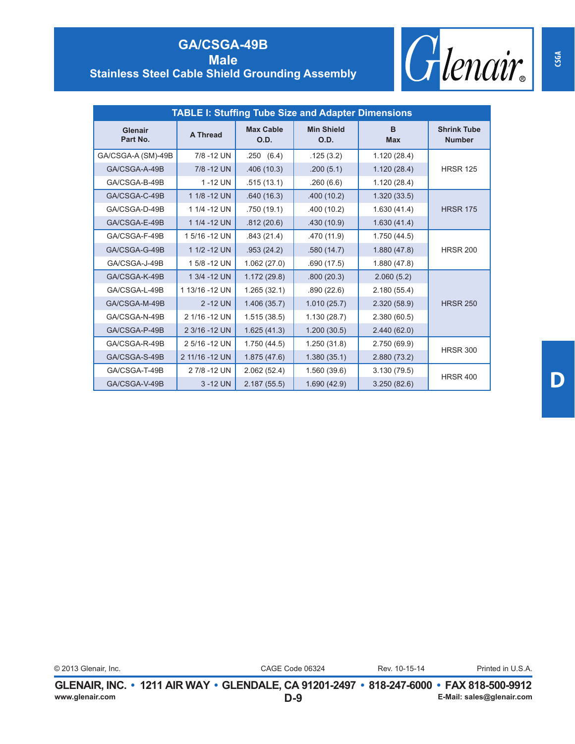# GA/CSGA-49B
## Male
## Stainless Steel Cable Shield Grounding Assembly

| TABLE I: Stuffing Tube Size and Adapter Dimensions | | | | | |
|---|---|---|---|---|---|
| Glenair Part No. | A Thread | Max Cable O.D. | Min Shield O.D. | B Max | Shrink Tube Number |
| GA/CSGA-A (SM)-49B | 7/8 -12 UN | .250 (6.4) | .125 (3.2) | 1.120 (28.4) | HRSR 125 |
| GA/CSGA-A-49B | 7/8 -12 UN | .406 (10.3) | .200 (5.1) | 1.120 (28.4) | |
| GA/CSGA-B-49B | 1 -12 UN | .515 (13.1) | .260 (6.6) | 1.120 (28.4) | |
| GA/CSGA-C-49B | 1 1/8 -12 UN | .640 (16.3) | .400 (10.2) | 1.320 (33.5) | HRSR 175 |
| GA/CSGA-D-49B | 1 1/4 -12 UN | .750 (19.1) | .400 (10.2) | 1.630 (41.4) | |
| GA/CSGA-E-49B | 1 1/4 -12 UN | .812 (20.6) | .430 (10.9) | 1.630 (41.4) | |
| GA/CSGA-F-49B | 1 5/16 -12 UN | .843 (21.4) | .470 (11.9) | 1.750 (44.5) | HRSR 200 |
| GA/CSGA-G-49B | 1 1/2 -12 UN | .953 (24.2) | .580 (14.7) | 1.880 (47.8) | |
| GA/CSGA-J-49B | 1 5/8 -12 UN | 1.062 (27.0) | .690 (17.5) | 1.880 (47.8) | |
| GA/CSGA-K-49B | 1 3/4 -12 UN | 1.172 (29.8) | .800 (20.3) | 2.060 (5.2) | HRSR 250 |
| GA/CSGA-L-49B | 1 13/16 -12 UN | 1.265 (32.1) | .890 (22.6) | 2.180 (55.4) | |
| GA/CSGA-M-49B | 2 -12 UN | 1.406 (35.7) | 1.010 (25.7) | 2.320 (58.9) | |
| GA/CSGA-N-49B | 2 1/16 -12 UN | 1.515 (38.5) | 1.130 (28.7) | 2.380 (60.5) | |
| GA/CSGA-P-49B | 2 3/16 -12 UN | 1.625 (41.3) | 1.200 (30.5) | 2.440 (62.0) | |
| GA/CSGA-R-49B | 2 5/16 -12 UN | 1.750 (44.5) | 1.250 (31.8) | 2.750 (69.9) | HRSR 300 |
| GA/CSGA-S-49B | 2 11/16 -12 UN | 1.875 (47.6) | 1.380 (35.1) | 2.880 (73.2) | |
| GA/CSGA-T-49B | 2 7/8 -12 UN | 2.062 (52.4) | 1.560 (39.6) | 3.130 (79.5) | HRSR 400 |
| GA/CSGA-V-49B | 3 -12 UN | 2.187 (55.5) | 1.690 (42.9) | 3.250 (82.6) | |